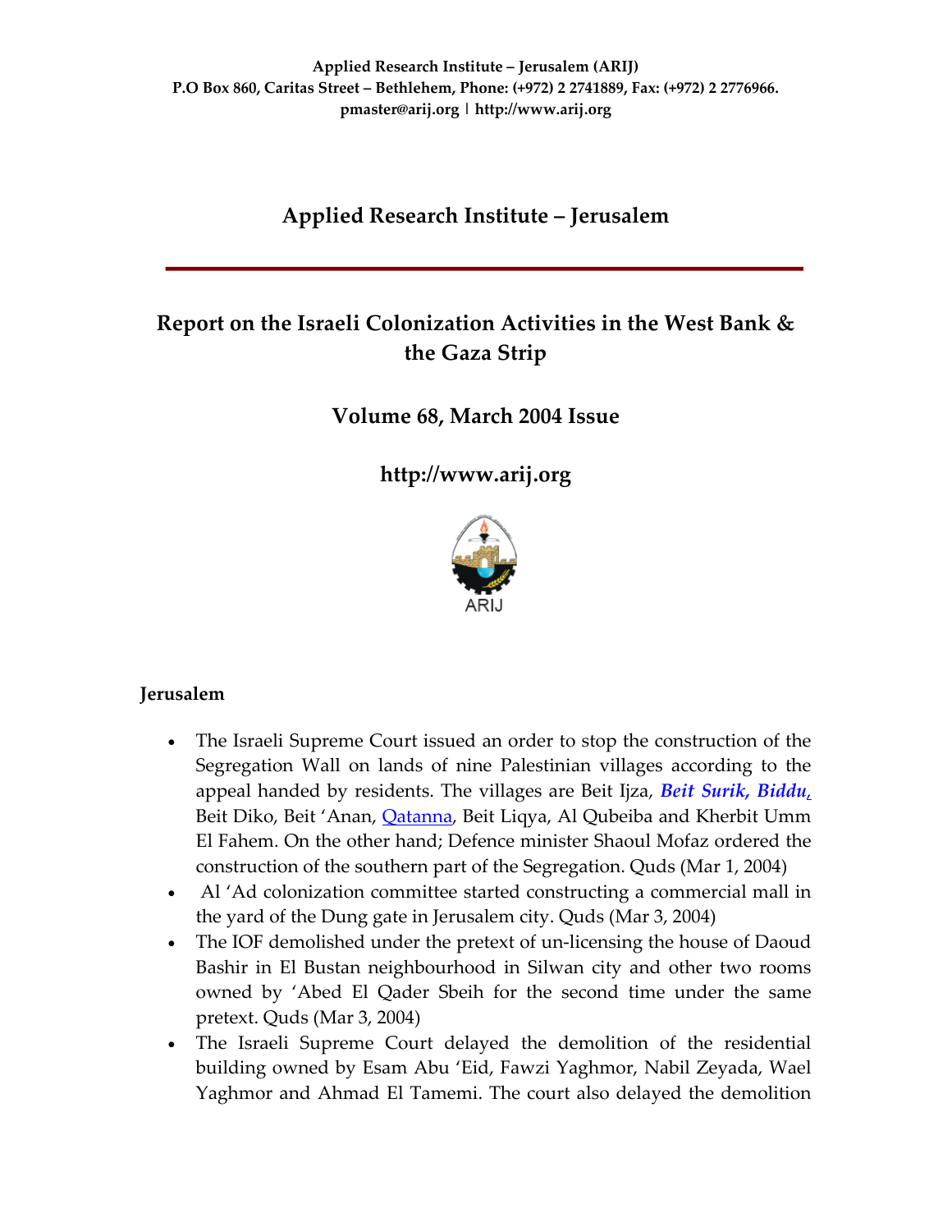**Applied Research Institute – Jerusalem (ARIJ)**
**P.O Box 860, Caritas Street – Bethlehem, Phone: (+972) 2 2741889, Fax: (+972) 2 2776966.**
**pmaster@arij.org | http://www.arij.org**

# Applied Research Institute – Jerusalem

## Report on the Israeli Colonization Activities in the West Bank & the Gaza Strip

## Volume 68, March 2004 Issue

## http://www.arij.org

ARIJ

### Jerusalem

- The Israeli Supreme Court issued an order to stop the construction of the Segregation Wall on lands of nine Palestinian villages according to the appeal handed by residents. The villages are Beit Ijza, ***Beit Surik, Biddu,*** Beit Diko, Beit 'Anan, Qatanna, Beit Liqya, Al Qubeiba and Kherbit Umm El Fahem. On the other hand; Defence minister Shaoul Mofaz ordered the construction of the southern part of the Segregation. Quds (Mar 1, 2004)
- Al 'Ad colonization committee started constructing a commercial mall in the yard of the Dung gate in Jerusalem city. Quds (Mar 3, 2004)
- The IOF demolished under the pretext of un-licensing the house of Daoud Bashir in El Bustan neighbourhood in Silwan city and other two rooms owned by 'Abed El Qader Sbeih for the second time under the same pretext. Quds (Mar 3, 2004)
- The Israeli Supreme Court delayed the demolition of the residential building owned by Esam Abu 'Eid, Fawzi Yaghmor, Nabil Zeyada, Wael Yaghmor and Ahmad El Tamemi. The court also delayed the demolition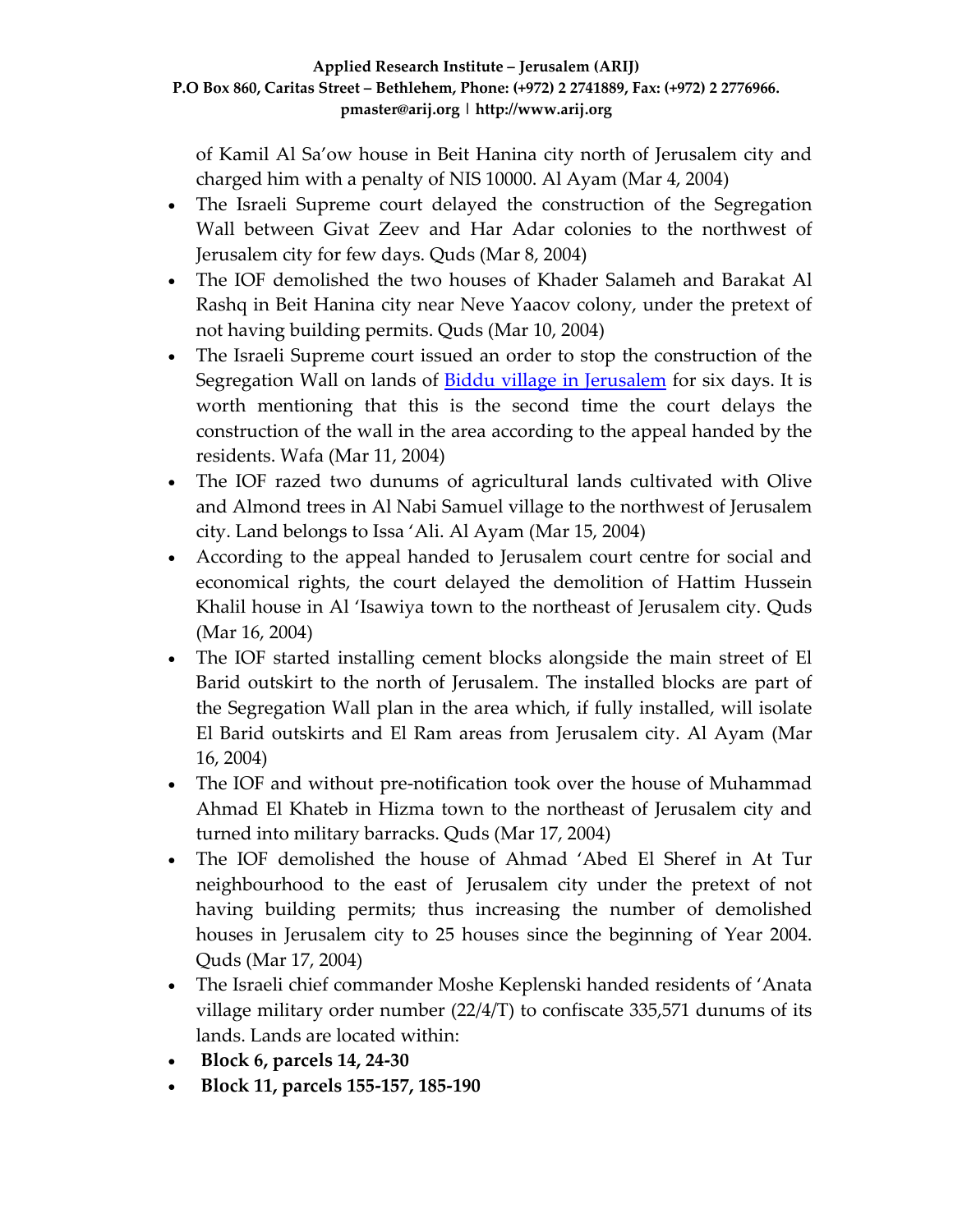of Kamil Al Sa'ow house in Beit Hanina city north of Jerusalem city and charged him with a penalty of NIS 10000. Al Ayam (Mar 4, 2004)

- The Israeli Supreme court delayed the construction of the Segregation Wall between Givat Zeev and Har Adar colonies to the northwest of Jerusalem city for few days. Quds (Mar 8, 2004)
- The IOF demolished the two houses of Khader Salameh and Barakat Al Rashq in Beit Hanina city near Neve Yaacov colony, under the pretext of not having building permits. Quds (Mar 10, 2004)
- The Israeli Supreme court issued an order to stop the construction of the Segregation Wall on lands of [Biddu village in Jerusalem]() for six days. It is worth mentioning that this is the second time the court delays the construction of the wall in the area according to the appeal handed by the residents. Wafa (Mar 11, 2004)
- The IOF razed two dunums of agricultural lands cultivated with Olive and Almond trees in Al Nabi Samuel village to the northwest of Jerusalem city. Land belongs to Issa 'Ali. Al Ayam (Mar 15, 2004)
- According to the appeal handed to Jerusalem court centre for social and economical rights, the court delayed the demolition of Hattim Hussein Khalil house in Al 'Isawiya town to the northeast of Jerusalem city. Quds (Mar 16, 2004)
- The IOF started installing cement blocks alongside the main street of El Barid outskirt to the north of Jerusalem. The installed blocks are part of the Segregation Wall plan in the area which, if fully installed, will isolate El Barid outskirts and El Ram areas from Jerusalem city. Al Ayam (Mar 16, 2004)
- The IOF and without pre-notification took over the house of Muhammad Ahmad El Khateb in Hizma town to the northeast of Jerusalem city and turned into military barracks. Quds (Mar 17, 2004)
- The IOF demolished the house of Ahmad 'Abed El Sheref in At Tur neighbourhood to the east of Jerusalem city under the pretext of not having building permits; thus increasing the number of demolished houses in Jerusalem city to 25 houses since the beginning of Year 2004. Quds (Mar 17, 2004)
- The Israeli chief commander Moshe Keplenski handed residents of 'Anata village military order number (22/4/T) to confiscate 335,571 dunums of its lands. Lands are located within:
- **Block 6, parcels 14, 24-30**
- **Block 11, parcels 155-157, 185-190**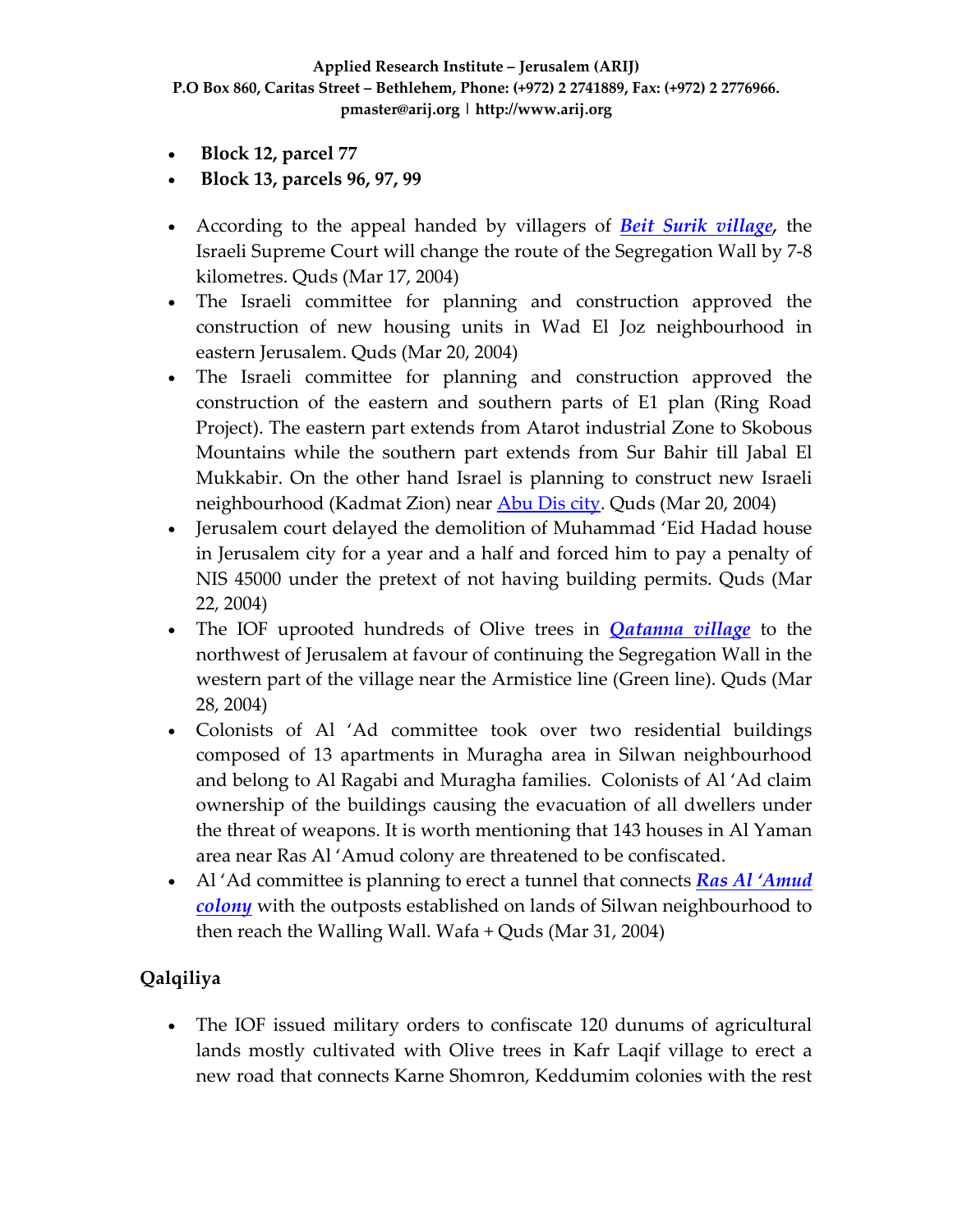- **Block 12, parcel 77**
- **Block 13, parcels 96, 97, 99**

- According to the appeal handed by villagers of ***Beit Surik village***, the Israeli Supreme Court will change the route of the Segregation Wall by 7-8 kilometres. Quds (Mar 17, 2004)
- The Israeli committee for planning and construction approved the construction of new housing units in Wad El Joz neighbourhood in eastern Jerusalem. Quds (Mar 20, 2004)
- The Israeli committee for planning and construction approved the construction of the eastern and southern parts of E1 plan (Ring Road Project). The eastern part extends from Atarot industrial Zone to Skobous Mountains while the southern part extends from Sur Bahir till Jabal El Mukkabir. On the other hand Israel is planning to construct new Israeli neighbourhood (Kadmat Zion) near Abu Dis city. Quds (Mar 20, 2004)
- Jerusalem court delayed the demolition of Muhammad 'Eid Hadad house in Jerusalem city for a year and a half and forced him to pay a penalty of NIS 45000 under the pretext of not having building permits. Quds (Mar 22, 2004)
- The IOF uprooted hundreds of Olive trees in ***Qatanna village*** to the northwest of Jerusalem at favour of continuing the Segregation Wall in the western part of the village near the Armistice line (Green line). Quds (Mar 28, 2004)
- Colonists of Al 'Ad committee took over two residential buildings composed of 13 apartments in Muragha area in Silwan neighbourhood and belong to Al Ragabi and Muragha families. Colonists of Al 'Ad claim ownership of the buildings causing the evacuation of all dwellers under the threat of weapons. It is worth mentioning that 143 houses in Al Yaman area near Ras Al 'Amud colony are threatened to be confiscated.
- Al 'Ad committee is planning to erect a tunnel that connects ***Ras Al 'Amud colony*** with the outposts established on lands of Silwan neighbourhood to then reach the Walling Wall. Wafa + Quds (Mar 31, 2004)

## Qalqiliya

- The IOF issued military orders to confiscate 120 dunums of agricultural lands mostly cultivated with Olive trees in Kafr Laqif village to erect a new road that connects Karne Shomron, Keddumim colonies with the rest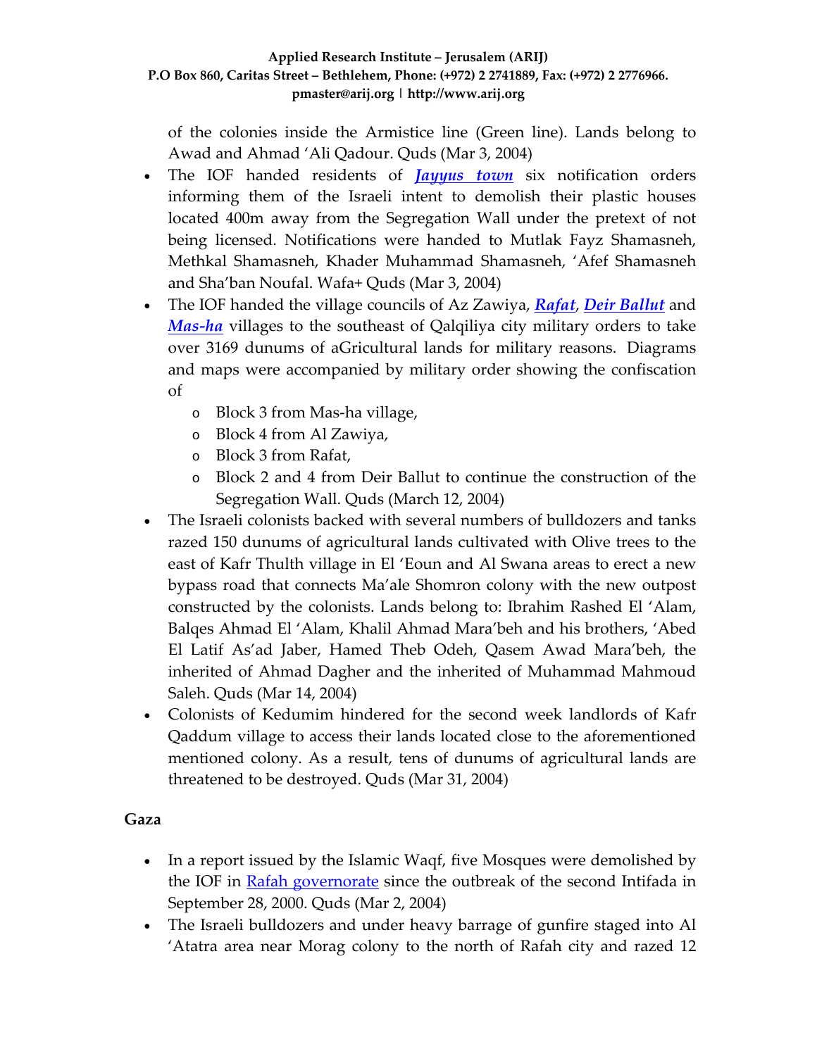of the colonies inside the Armistice line (Green line). Lands belong to Awad and Ahmad 'Ali Qadour. Quds (Mar 3, 2004)

- The IOF handed residents of ***Jayyus town*** six notification orders informing them of the Israeli intent to demolish their plastic houses located 400m away from the Segregation Wall under the pretext of not being licensed. Notifications were handed to Mutlak Fayz Shamasneh, Methkal Shamasneh, Khader Muhammad Shamasneh, 'Afef Shamasneh and Sha'ban Noufal. Wafa+ Quds (Mar 3, 2004)
- The IOF handed the village councils of Az Zawiya, ***Rafat***, ***Deir Ballut*** and ***Mas-ha*** villages to the southeast of Qalqiliya city military orders to take over 3169 dunums of aGricultural lands for military reasons. Diagrams and maps were accompanied by military order showing the confiscation of
  - Block 3 from Mas-ha village,
  - Block 4 from Al Zawiya,
  - Block 3 from Rafat,
  - Block 2 and 4 from Deir Ballut to continue the construction of the Segregation Wall. Quds (March 12, 2004)
- The Israeli colonists backed with several numbers of bulldozers and tanks razed 150 dunums of agricultural lands cultivated with Olive trees to the east of Kafr Thulth village in El 'Eoun and Al Swana areas to erect a new bypass road that connects Ma'ale Shomron colony with the new outpost constructed by the colonists. Lands belong to: Ibrahim Rashed El 'Alam, Balqes Ahmad El 'Alam, Khalil Ahmad Mara'beh and his brothers, 'Abed El Latif As'ad Jaber, Hamed Theb Odeh, Qasem Awad Mara'beh, the inherited of Ahmad Dagher and the inherited of Muhammad Mahmoud Saleh. Quds (Mar 14, 2004)
- Colonists of Kedumim hindered for the second week landlords of Kafr Qaddum village to access their lands located close to the aforementioned mentioned colony. As a result, tens of dunums of agricultural lands are threatened to be destroyed. Quds (Mar 31, 2004)

### Gaza

- In a report issued by the Islamic Waqf, five Mosques were demolished by the IOF in Rafah governorate since the outbreak of the second Intifada in September 28, 2000. Quds (Mar 2, 2004)
- The Israeli bulldozers and under heavy barrage of gunfire staged into Al 'Atatra area near Morag colony to the north of Rafah city and razed 12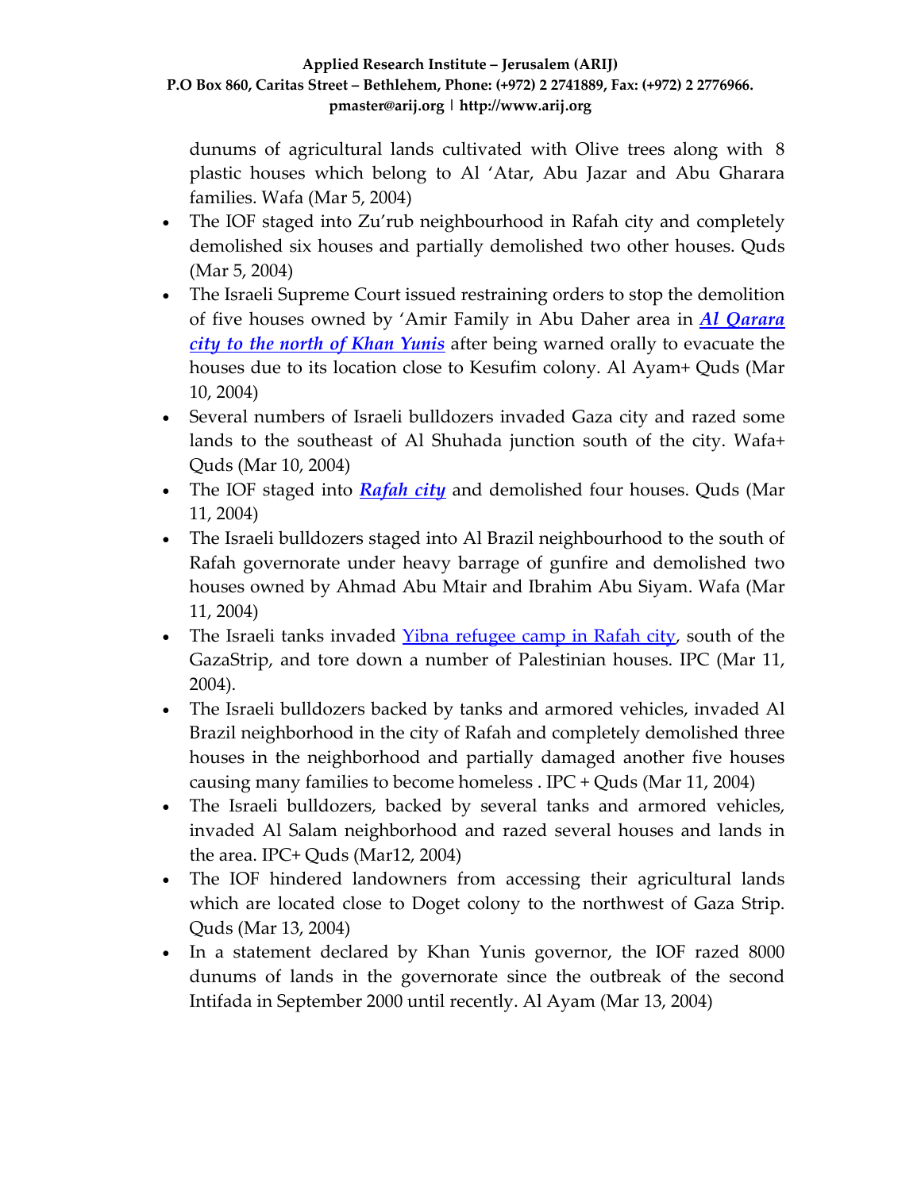dunums of agricultural lands cultivated with Olive trees along with 8 plastic houses which belong to Al 'Atar, Abu Jazar and Abu Gharara families. Wafa (Mar 5, 2004)

- The IOF staged into Zu'rub neighbourhood in Rafah city and completely demolished six houses and partially demolished two other houses. Quds (Mar 5, 2004)
- The Israeli Supreme Court issued restraining orders to stop the demolition of five houses owned by 'Amir Family in Abu Daher area in ***Al Qarara city to the north of Khan Yunis*** after being warned orally to evacuate the houses due to its location close to Kesufim colony. Al Ayam+ Quds (Mar 10, 2004)
- Several numbers of Israeli bulldozers invaded Gaza city and razed some lands to the southeast of Al Shuhada junction south of the city. Wafa+ Quds (Mar 10, 2004)
- The IOF staged into ***Rafah city*** and demolished four houses. Quds (Mar 11, 2004)
- The Israeli bulldozers staged into Al Brazil neighbourhood to the south of Rafah governorate under heavy barrage of gunfire and demolished two houses owned by Ahmad Abu Mtair and Ibrahim Abu Siyam. Wafa (Mar 11, 2004)
- The Israeli tanks invaded Yibna refugee camp in Rafah city, south of the GazaStrip, and tore down a number of Palestinian houses. IPC (Mar 11, 2004).
- The Israeli bulldozers backed by tanks and armored vehicles, invaded Al Brazil neighborhood in the city of Rafah and completely demolished three houses in the neighborhood and partially damaged another five houses causing many families to become homeless . IPC + Quds (Mar 11, 2004)
- The Israeli bulldozers, backed by several tanks and armored vehicles, invaded Al Salam neighborhood and razed several houses and lands in the area. IPC+ Quds (Mar12, 2004)
- The IOF hindered landowners from accessing their agricultural lands which are located close to Doget colony to the northwest of Gaza Strip. Quds (Mar 13, 2004)
- In a statement declared by Khan Yunis governor, the IOF razed 8000 dunums of lands in the governorate since the outbreak of the second Intifada in September 2000 until recently. Al Ayam (Mar 13, 2004)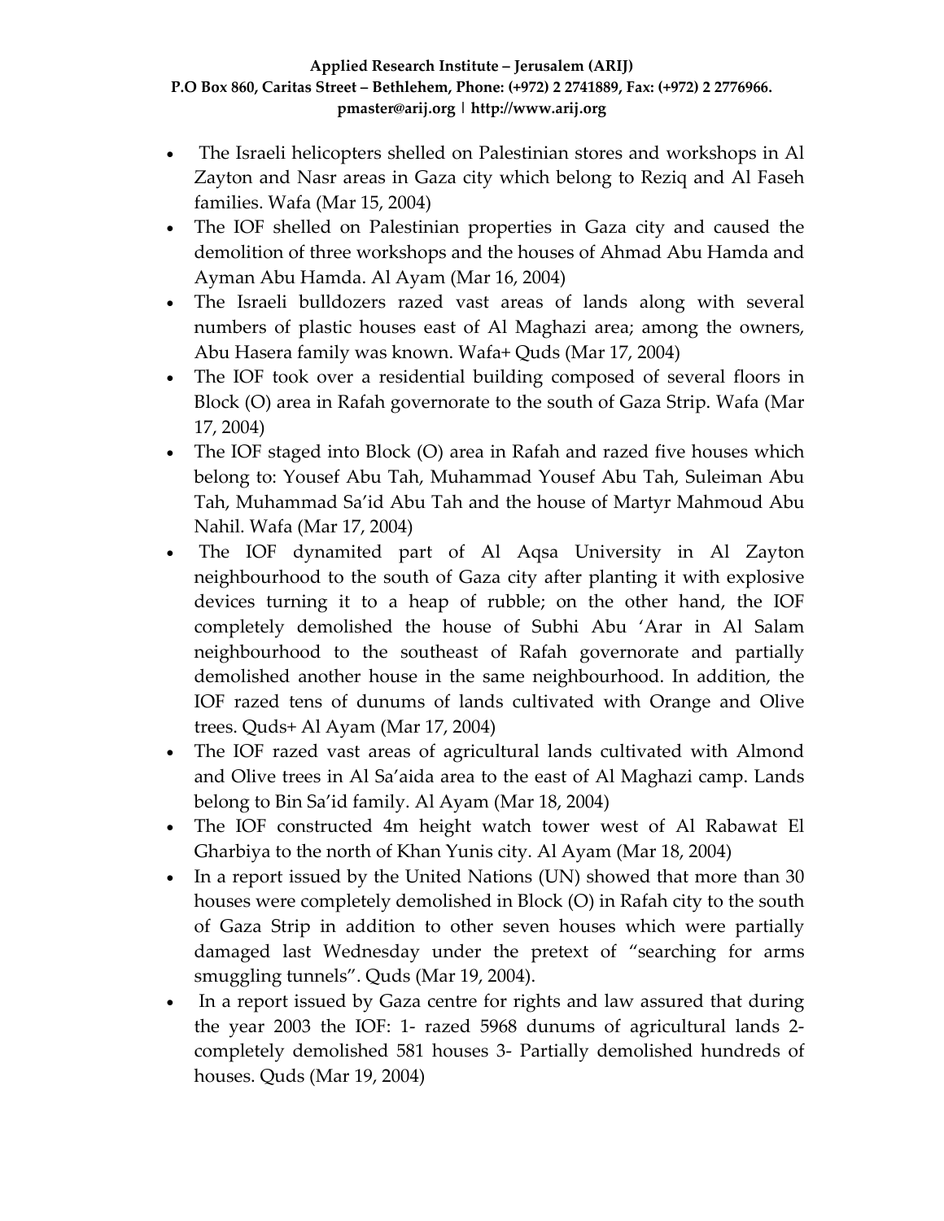- The Israeli helicopters shelled on Palestinian stores and workshops in Al Zayton and Nasr areas in Gaza city which belong to Reziq and Al Faseh families. Wafa (Mar 15, 2004)
- The IOF shelled on Palestinian properties in Gaza city and caused the demolition of three workshops and the houses of Ahmad Abu Hamda and Ayman Abu Hamda. Al Ayam (Mar 16, 2004)
- The Israeli bulldozers razed vast areas of lands along with several numbers of plastic houses east of Al Maghazi area; among the owners, Abu Hasera family was known. Wafa+ Quds (Mar 17, 2004)
- The IOF took over a residential building composed of several floors in Block (O) area in Rafah governorate to the south of Gaza Strip. Wafa (Mar 17, 2004)
- The IOF staged into Block (O) area in Rafah and razed five houses which belong to: Yousef Abu Tah, Muhammad Yousef Abu Tah, Suleiman Abu Tah, Muhammad Sa'id Abu Tah and the house of Martyr Mahmoud Abu Nahil. Wafa (Mar 17, 2004)
- The IOF dynamited part of Al Aqsa University in Al Zayton neighbourhood to the south of Gaza city after planting it with explosive devices turning it to a heap of rubble; on the other hand, the IOF completely demolished the house of Subhi Abu 'Arar in Al Salam neighbourhood to the southeast of Rafah governorate and partially demolished another house in the same neighbourhood. In addition, the IOF razed tens of dunums of lands cultivated with Orange and Olive trees. Quds+ Al Ayam (Mar 17, 2004)
- The IOF razed vast areas of agricultural lands cultivated with Almond and Olive trees in Al Sa'aida area to the east of Al Maghazi camp. Lands belong to Bin Sa'id family. Al Ayam (Mar 18, 2004)
- The IOF constructed 4m height watch tower west of Al Rabawat El Gharbiya to the north of Khan Yunis city. Al Ayam (Mar 18, 2004)
- In a report issued by the United Nations (UN) showed that more than 30 houses were completely demolished in Block (O) in Rafah city to the south of Gaza Strip in addition to other seven houses which were partially damaged last Wednesday under the pretext of "searching for arms smuggling tunnels". Quds (Mar 19, 2004).
- In a report issued by Gaza centre for rights and law assured that during the year 2003 the IOF: 1- razed 5968 dunums of agricultural lands 2- completely demolished 581 houses 3- Partially demolished hundreds of houses. Quds (Mar 19, 2004)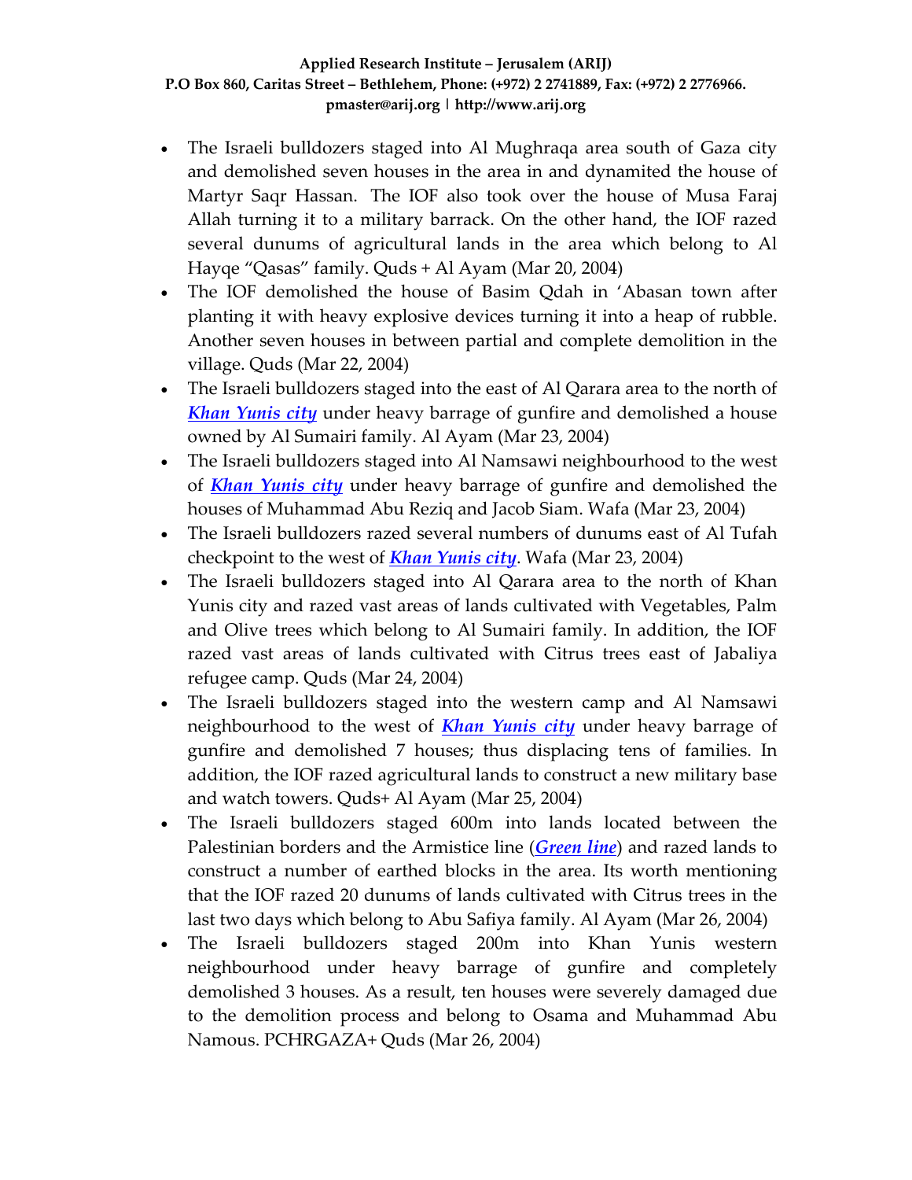- The Israeli bulldozers staged into Al Mughraqa area south of Gaza city and demolished seven houses in the area in and dynamited the house of Martyr Saqr Hassan. The IOF also took over the house of Musa Faraj Allah turning it to a military barrack. On the other hand, the IOF razed several dunums of agricultural lands in the area which belong to Al Hayqe "Qasas" family. Quds + Al Ayam (Mar 20, 2004)
- The IOF demolished the house of Basim Qdah in 'Abasan town after planting it with heavy explosive devices turning it into a heap of rubble. Another seven houses in between partial and complete demolition in the village. Quds (Mar 22, 2004)
- The Israeli bulldozers staged into the east of Al Qarara area to the north of ***Khan Yunis city*** under heavy barrage of gunfire and demolished a house owned by Al Sumairi family. Al Ayam (Mar 23, 2004)
- The Israeli bulldozers staged into Al Namsawi neighbourhood to the west of ***Khan Yunis city*** under heavy barrage of gunfire and demolished the houses of Muhammad Abu Reziq and Jacob Siam. Wafa (Mar 23, 2004)
- The Israeli bulldozers razed several numbers of dunums east of Al Tufah checkpoint to the west of ***Khan Yunis city***. Wafa (Mar 23, 2004)
- The Israeli bulldozers staged into Al Qarara area to the north of Khan Yunis city and razed vast areas of lands cultivated with Vegetables, Palm and Olive trees which belong to Al Sumairi family. In addition, the IOF razed vast areas of lands cultivated with Citrus trees east of Jabaliya refugee camp. Quds (Mar 24, 2004)
- The Israeli bulldozers staged into the western camp and Al Namsawi neighbourhood to the west of ***Khan Yunis city*** under heavy barrage of gunfire and demolished 7 houses; thus displacing tens of families. In addition, the IOF razed agricultural lands to construct a new military base and watch towers. Quds+ Al Ayam (Mar 25, 2004)
- The Israeli bulldozers staged 600m into lands located between the Palestinian borders and the Armistice line (***Green line***) and razed lands to construct a number of earthed blocks in the area. Its worth mentioning that the IOF razed 20 dunums of lands cultivated with Citrus trees in the last two days which belong to Abu Safiya family. Al Ayam (Mar 26, 2004)
- The Israeli bulldozers staged 200m into Khan Yunis western neighbourhood under heavy barrage of gunfire and completely demolished 3 houses. As a result, ten houses were severely damaged due to the demolition process and belong to Osama and Muhammad Abu Namous. PCHRGAZA+ Quds (Mar 26, 2004)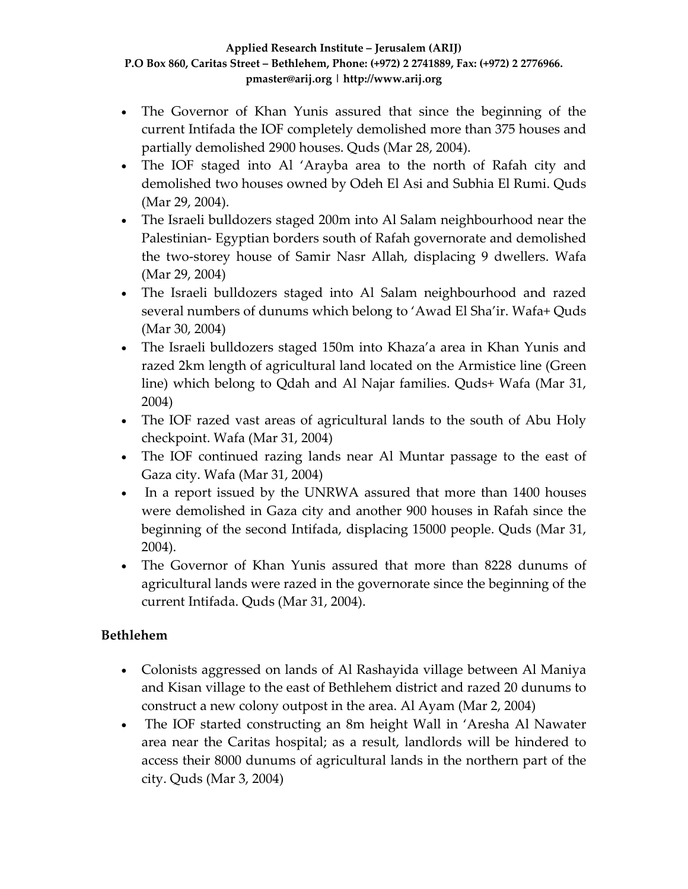- The Governor of Khan Yunis assured that since the beginning of the current Intifada the IOF completely demolished more than 375 houses and partially demolished 2900 houses. Quds (Mar 28, 2004).
- The IOF staged into Al 'Arayba area to the north of Rafah city and demolished two houses owned by Odeh El Asi and Subhia El Rumi. Quds (Mar 29, 2004).
- The Israeli bulldozers staged 200m into Al Salam neighbourhood near the Palestinian- Egyptian borders south of Rafah governorate and demolished the two-storey house of Samir Nasr Allah, displacing 9 dwellers. Wafa (Mar 29, 2004)
- The Israeli bulldozers staged into Al Salam neighbourhood and razed several numbers of dunums which belong to 'Awad El Sha'ir. Wafa+ Quds (Mar 30, 2004)
- The Israeli bulldozers staged 150m into Khaza'a area in Khan Yunis and razed 2km length of agricultural land located on the Armistice line (Green line) which belong to Qdah and Al Najar families. Quds+ Wafa (Mar 31, 2004)
- The IOF razed vast areas of agricultural lands to the south of Abu Holy checkpoint. Wafa (Mar 31, 2004)
- The IOF continued razing lands near Al Muntar passage to the east of Gaza city. Wafa (Mar 31, 2004)
- In a report issued by the UNRWA assured that more than 1400 houses were demolished in Gaza city and another 900 houses in Rafah since the beginning of the second Intifada, displacing 15000 people. Quds (Mar 31, 2004).
- The Governor of Khan Yunis assured that more than 8228 dunums of agricultural lands were razed in the governorate since the beginning of the current Intifada. Quds (Mar 31, 2004).

**Bethlehem**

- Colonists aggressed on lands of Al Rashayida village between Al Maniya and Kisan village to the east of Bethlehem district and razed 20 dunums to construct a new colony outpost in the area. Al Ayam (Mar 2, 2004)
- The IOF started constructing an 8m height Wall in 'Aresha Al Nawater area near the Caritas hospital; as a result, landlords will be hindered to access their 8000 dunums of agricultural lands in the northern part of the city. Quds (Mar 3, 2004)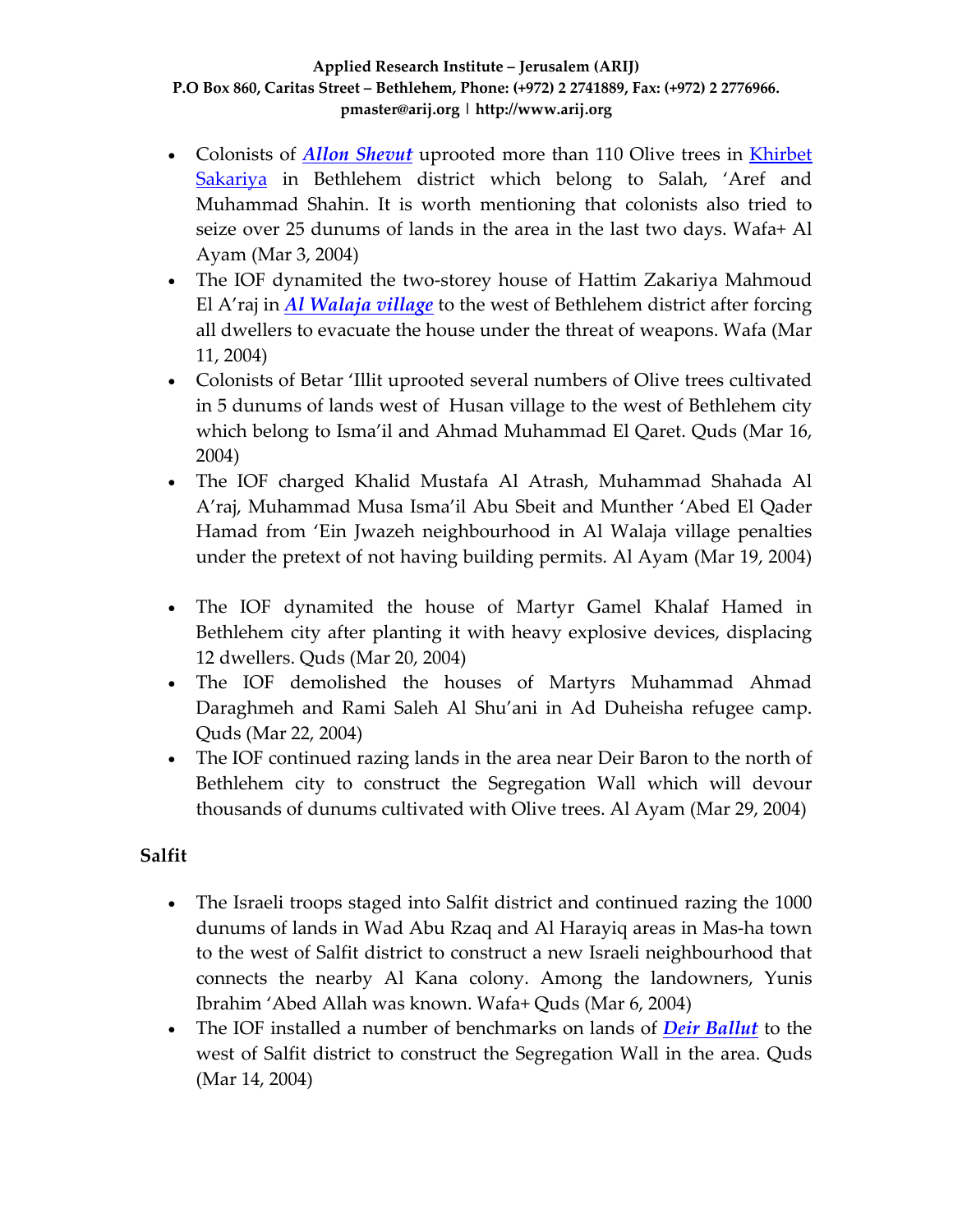- Colonists of ***Allon Shevut*** uprooted more than 110 Olive trees in Khirbet Sakariya in Bethlehem district which belong to Salah, 'Aref and Muhammad Shahin. It is worth mentioning that colonists also tried to seize over 25 dunums of lands in the area in the last two days. Wafa+ Al Ayam (Mar 3, 2004)
- The IOF dynamited the two-storey house of Hattim Zakariya Mahmoud El A'raj in ***Al Walaja village*** to the west of Bethlehem district after forcing all dwellers to evacuate the house under the threat of weapons. Wafa (Mar 11, 2004)
- Colonists of Betar 'Illit uprooted several numbers of Olive trees cultivated in 5 dunums of lands west of Husan village to the west of Bethlehem city which belong to Isma'il and Ahmad Muhammad El Qaret. Quds (Mar 16, 2004)
- The IOF charged Khalid Mustafa Al Atrash, Muhammad Shahada Al A'raj, Muhammad Musa Isma'il Abu Sbeit and Munther 'Abed El Qader Hamad from 'Ein Jwazeh neighbourhood in Al Walaja village penalties under the pretext of not having building permits. Al Ayam (Mar 19, 2004)
- The IOF dynamited the house of Martyr Gamel Khalaf Hamed in Bethlehem city after planting it with heavy explosive devices, displacing 12 dwellers. Quds (Mar 20, 2004)
- The IOF demolished the houses of Martyrs Muhammad Ahmad Daraghmeh and Rami Saleh Al Shu'ani in Ad Duheisha refugee camp. Quds (Mar 22, 2004)
- The IOF continued razing lands in the area near Deir Baron to the north of Bethlehem city to construct the Segregation Wall which will devour thousands of dunums cultivated with Olive trees. Al Ayam (Mar 29, 2004)

**Salfit**

- The Israeli troops staged into Salfit district and continued razing the 1000 dunums of lands in Wad Abu Rzaq and Al Harayiq areas in Mas-ha town to the west of Salfit district to construct a new Israeli neighbourhood that connects the nearby Al Kana colony. Among the landowners, Yunis Ibrahim 'Abed Allah was known. Wafa+ Quds (Mar 6, 2004)
- The IOF installed a number of benchmarks on lands of ***Deir Ballut*** to the west of Salfit district to construct the Segregation Wall in the area. Quds (Mar 14, 2004)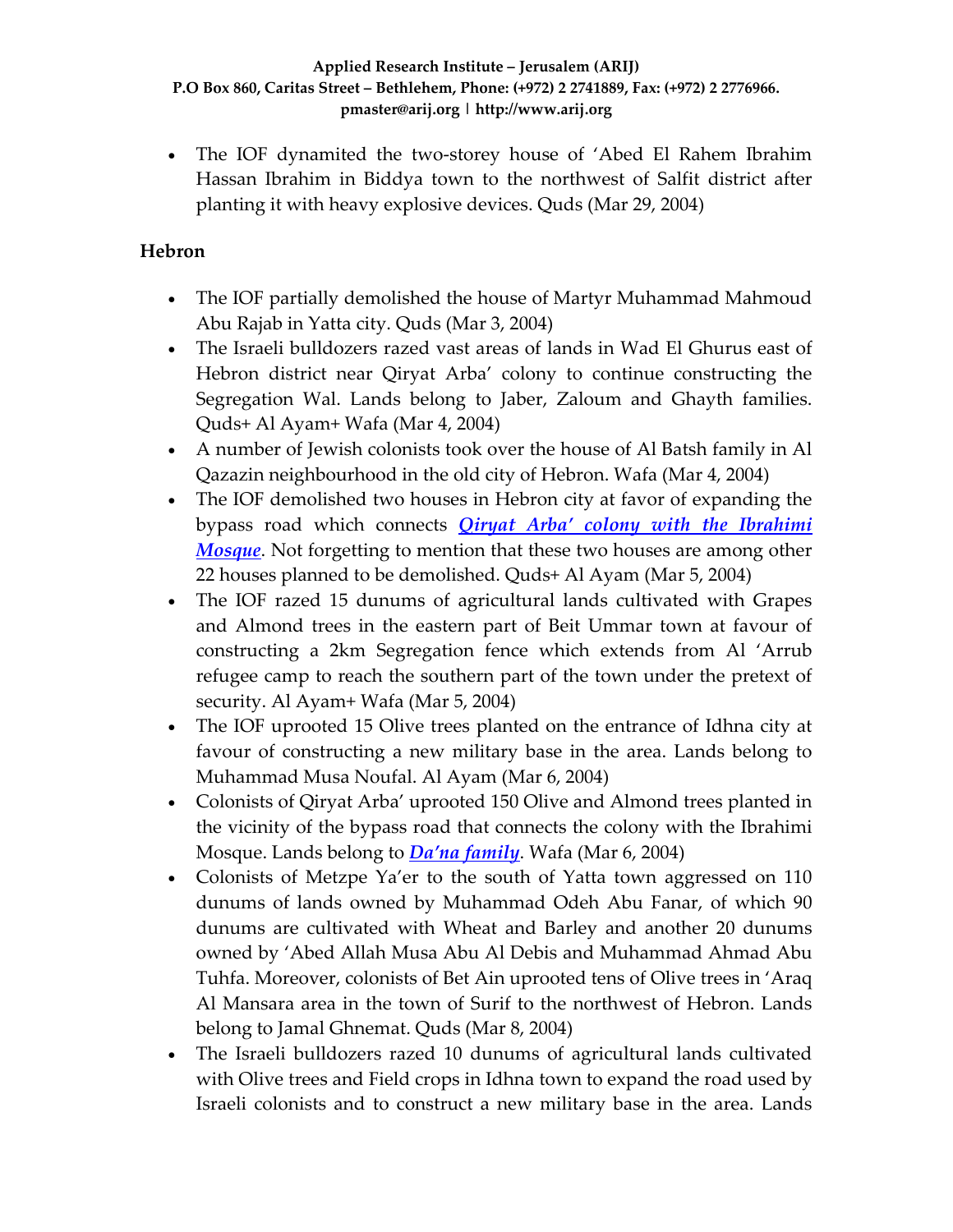- The IOF dynamited the two-storey house of 'Abed El Rahem Ibrahim Hassan Ibrahim in Biddya town to the northwest of Salfit district after planting it with heavy explosive devices. Quds (Mar 29, 2004)

## Hebron

- The IOF partially demolished the house of Martyr Muhammad Mahmoud Abu Rajab in Yatta city. Quds (Mar 3, 2004)
- The Israeli bulldozers razed vast areas of lands in Wad El Ghurus east of Hebron district near Qiryat Arba' colony to continue constructing the Segregation Wal. Lands belong to Jaber, Zaloum and Ghayth families. Quds+ Al Ayam+ Wafa (Mar 4, 2004)
- A number of Jewish colonists took over the house of Al Batsh family in Al Qazazin neighbourhood in the old city of Hebron. Wafa (Mar 4, 2004)
- The IOF demolished two houses in Hebron city at favor of expanding the bypass road which connects ***Qiryat Arba' colony with the Ibrahimi Mosque***. Not forgetting to mention that these two houses are among other 22 houses planned to be demolished. Quds+ Al Ayam (Mar 5, 2004)
- The IOF razed 15 dunums of agricultural lands cultivated with Grapes and Almond trees in the eastern part of Beit Ummar town at favour of constructing a 2km Segregation fence which extends from Al 'Arrub refugee camp to reach the southern part of the town under the pretext of security. Al Ayam+ Wafa (Mar 5, 2004)
- The IOF uprooted 15 Olive trees planted on the entrance of Idhna city at favour of constructing a new military base in the area. Lands belong to Muhammad Musa Noufal. Al Ayam (Mar 6, 2004)
- Colonists of Qiryat Arba' uprooted 150 Olive and Almond trees planted in the vicinity of the bypass road that connects the colony with the Ibrahimi Mosque. Lands belong to ***Da'na family***. Wafa (Mar 6, 2004)
- Colonists of Metzpe Ya'er to the south of Yatta town aggressed on 110 dunums of lands owned by Muhammad Odeh Abu Fanar, of which 90 dunums are cultivated with Wheat and Barley and another 20 dunums owned by 'Abed Allah Musa Abu Al Debis and Muhammad Ahmad Abu Tuhfa. Moreover, colonists of Bet Ain uprooted tens of Olive trees in 'Araq Al Mansara area in the town of Surif to the northwest of Hebron. Lands belong to Jamal Ghnemat. Quds (Mar 8, 2004)
- The Israeli bulldozers razed 10 dunums of agricultural lands cultivated with Olive trees and Field crops in Idhna town to expand the road used by Israeli colonists and to construct a new military base in the area. Lands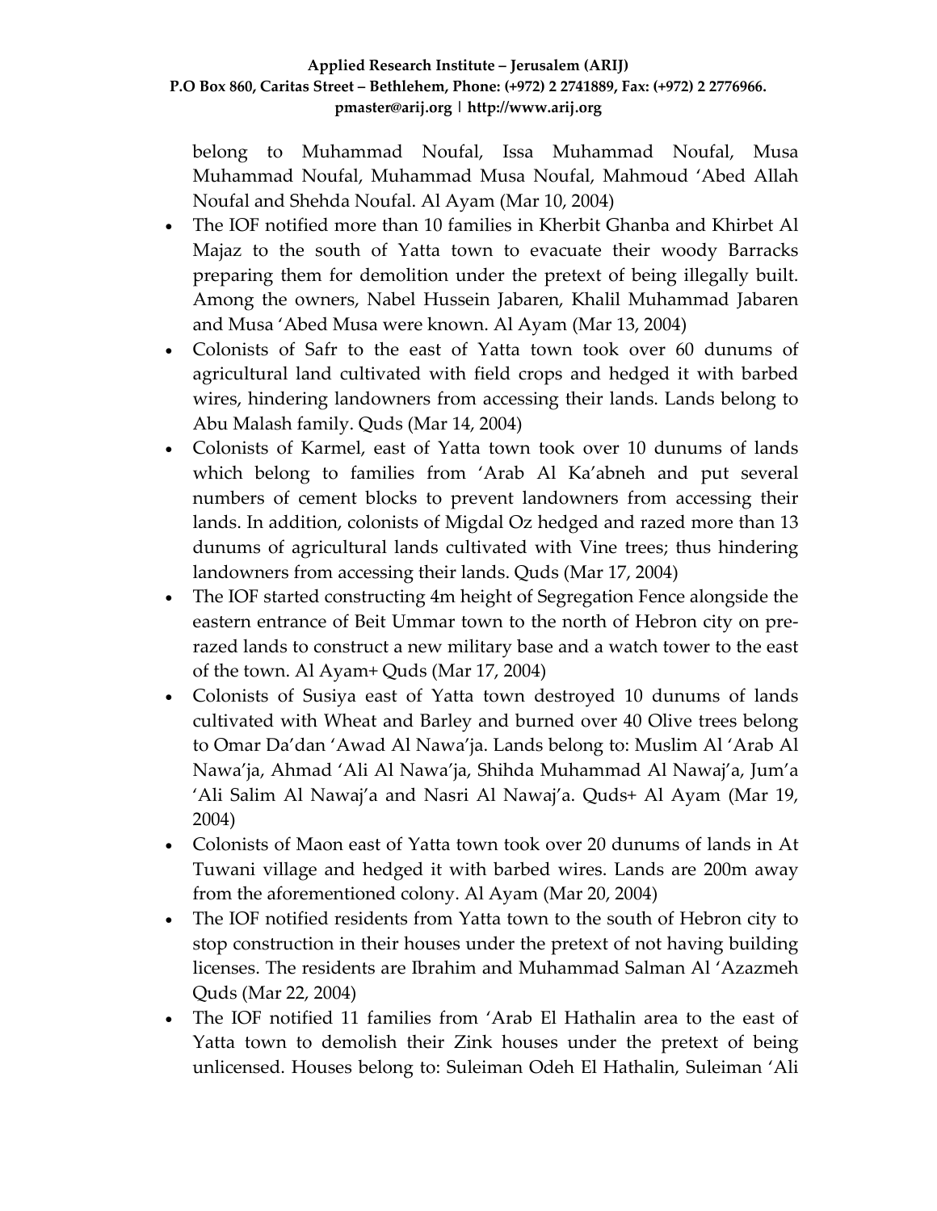belong to Muhammad Noufal, Issa Muhammad Noufal, Musa Muhammad Noufal, Muhammad Musa Noufal, Mahmoud 'Abed Allah Noufal and Shehda Noufal. Al Ayam (Mar 10, 2004)

- The IOF notified more than 10 families in Kherbit Ghanba and Khirbet Al Majaz to the south of Yatta town to evacuate their woody Barracks preparing them for demolition under the pretext of being illegally built. Among the owners, Nabel Hussein Jabaren, Khalil Muhammad Jabaren and Musa 'Abed Musa were known. Al Ayam (Mar 13, 2004)
- Colonists of Safr to the east of Yatta town took over 60 dunums of agricultural land cultivated with field crops and hedged it with barbed wires, hindering landowners from accessing their lands. Lands belong to Abu Malash family. Quds (Mar 14, 2004)
- Colonists of Karmel, east of Yatta town took over 10 dunums of lands which belong to families from 'Arab Al Ka'abneh and put several numbers of cement blocks to prevent landowners from accessing their lands. In addition, colonists of Migdal Oz hedged and razed more than 13 dunums of agricultural lands cultivated with Vine trees; thus hindering landowners from accessing their lands. Quds (Mar 17, 2004)
- The IOF started constructing 4m height of Segregation Fence alongside the eastern entrance of Beit Ummar town to the north of Hebron city on pre-razed lands to construct a new military base and a watch tower to the east of the town. Al Ayam+ Quds (Mar 17, 2004)
- Colonists of Susiya east of Yatta town destroyed 10 dunums of lands cultivated with Wheat and Barley and burned over 40 Olive trees belong to Omar Da'dan 'Awad Al Nawa'ja. Lands belong to: Muslim Al 'Arab Al Nawa'ja, Ahmad 'Ali Al Nawa'ja, Shihda Muhammad Al Nawaj'a, Jum'a 'Ali Salim Al Nawaj'a and Nasri Al Nawaj'a. Quds+ Al Ayam (Mar 19, 2004)
- Colonists of Maon east of Yatta town took over 20 dunums of lands in At Tuwani village and hedged it with barbed wires. Lands are 200m away from the aforementioned colony. Al Ayam (Mar 20, 2004)
- The IOF notified residents from Yatta town to the south of Hebron city to stop construction in their houses under the pretext of not having building licenses. The residents are Ibrahim and Muhammad Salman Al 'Azazmeh Quds (Mar 22, 2004)
- The IOF notified 11 families from 'Arab El Hathalin area to the east of Yatta town to demolish their Zink houses under the pretext of being unlicensed. Houses belong to: Suleiman Odeh El Hathalin, Suleiman 'Ali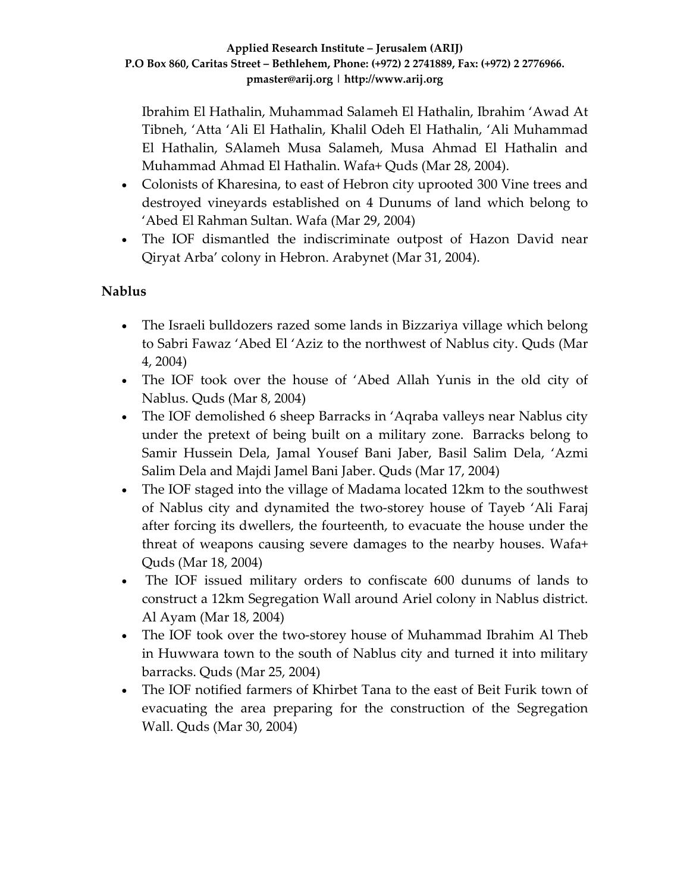Ibrahim El Hathalin, Muhammad Salameh El Hathalin, Ibrahim 'Awad At Tibneh, 'Atta 'Ali El Hathalin, Khalil Odeh El Hathalin, 'Ali Muhammad El Hathalin, SAlameh Musa Salameh, Musa Ahmad El Hathalin and Muhammad Ahmad El Hathalin. Wafa+ Quds (Mar 28, 2004).

- Colonists of Kharesina, to east of Hebron city uprooted 300 Vine trees and destroyed vineyards established on 4 Dunums of land which belong to 'Abed El Rahman Sultan. Wafa (Mar 29, 2004)
- The IOF dismantled the indiscriminate outpost of Hazon David near Qiryat Arba' colony in Hebron. Arabynet (Mar 31, 2004).

**Nablus**

- The Israeli bulldozers razed some lands in Bizzariya village which belong to Sabri Fawaz 'Abed El 'Aziz to the northwest of Nablus city. Quds (Mar 4, 2004)
- The IOF took over the house of 'Abed Allah Yunis in the old city of Nablus. Quds (Mar 8, 2004)
- The IOF demolished 6 sheep Barracks in 'Aqraba valleys near Nablus city under the pretext of being built on a military zone. Barracks belong to Samir Hussein Dela, Jamal Yousef Bani Jaber, Basil Salim Dela, 'Azmi Salim Dela and Majdi Jamel Bani Jaber. Quds (Mar 17, 2004)
- The IOF staged into the village of Madama located 12km to the southwest of Nablus city and dynamited the two-storey house of Tayeb 'Ali Faraj after forcing its dwellers, the fourteenth, to evacuate the house under the threat of weapons causing severe damages to the nearby houses. Wafa+ Quds (Mar 18, 2004)
- The IOF issued military orders to confiscate 600 dunums of lands to construct a 12km Segregation Wall around Ariel colony in Nablus district. Al Ayam (Mar 18, 2004)
- The IOF took over the two-storey house of Muhammad Ibrahim Al Theb in Huwwara town to the south of Nablus city and turned it into military barracks. Quds (Mar 25, 2004)
- The IOF notified farmers of Khirbet Tana to the east of Beit Furik town of evacuating the area preparing for the construction of the Segregation Wall. Quds (Mar 30, 2004)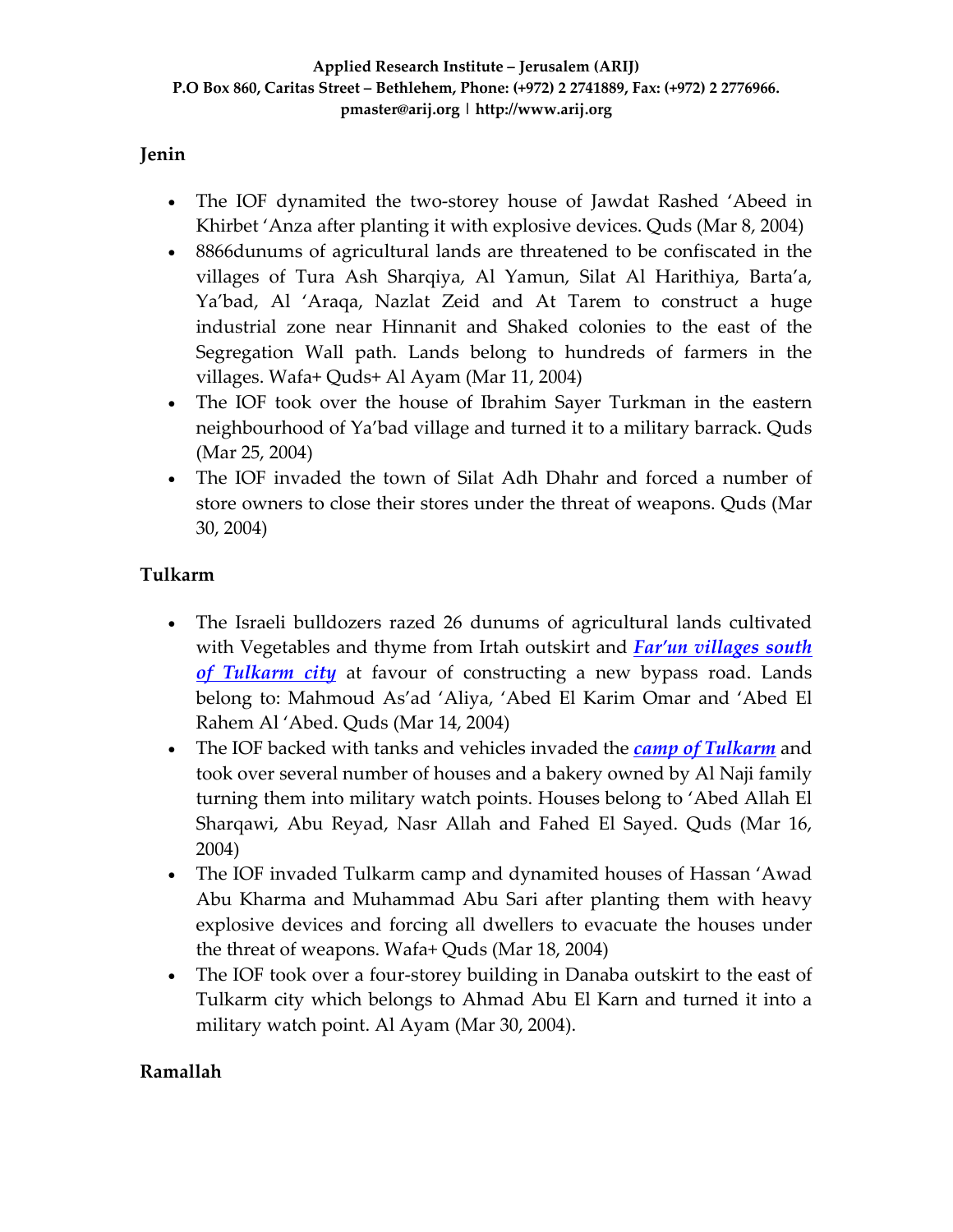## Jenin

- The IOF dynamited the two-storey house of Jawdat Rashed 'Abeed in Khirbet 'Anza after planting it with explosive devices. Quds (Mar 8, 2004)
- 8866dunums of agricultural lands are threatened to be confiscated in the villages of Tura Ash Sharqiya, Al Yamun, Silat Al Harithiya, Barta'a, Ya'bad, Al 'Araqa, Nazlat Zeid and At Tarem to construct a huge industrial zone near Hinnanit and Shaked colonies to the east of the Segregation Wall path. Lands belong to hundreds of farmers in the villages. Wafa+ Quds+ Al Ayam (Mar 11, 2004)
- The IOF took over the house of Ibrahim Sayer Turkman in the eastern neighbourhood of Ya'bad village and turned it to a military barrack. Quds (Mar 25, 2004)
- The IOF invaded the town of Silat Adh Dhahr and forced a number of store owners to close their stores under the threat of weapons. Quds (Mar 30, 2004)

## Tulkarm

- The Israeli bulldozers razed 26 dunums of agricultural lands cultivated with Vegetables and thyme from Irtah outskirt and ***Far'un villages south of Tulkarm city*** at favour of constructing a new bypass road. Lands belong to: Mahmoud As'ad 'Aliya, 'Abed El Karim Omar and 'Abed El Rahem Al 'Abed. Quds (Mar 14, 2004)
- The IOF backed with tanks and vehicles invaded the ***camp of Tulkarm*** and took over several number of houses and a bakery owned by Al Naji family turning them into military watch points. Houses belong to 'Abed Allah El Sharqawi, Abu Reyad, Nasr Allah and Fahed El Sayed. Quds (Mar 16, 2004)
- The IOF invaded Tulkarm camp and dynamited houses of Hassan 'Awad Abu Kharma and Muhammad Abu Sari after planting them with heavy explosive devices and forcing all dwellers to evacuate the houses under the threat of weapons. Wafa+ Quds (Mar 18, 2004)
- The IOF took over a four-storey building in Danaba outskirt to the east of Tulkarm city which belongs to Ahmad Abu El Karn and turned it into a military watch point. Al Ayam (Mar 30, 2004).

## Ramallah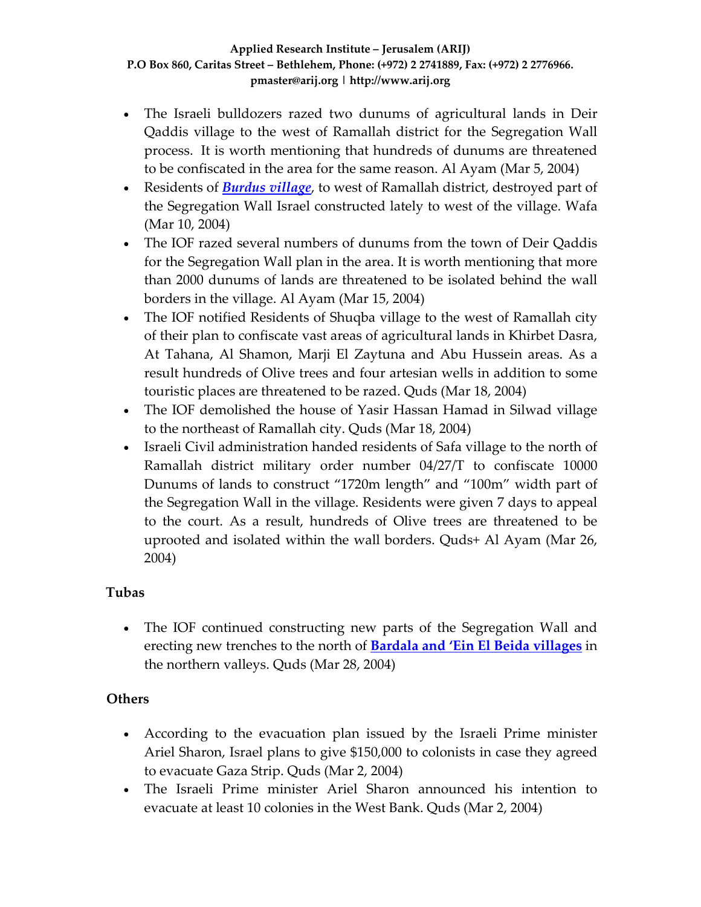- The Israeli bulldozers razed two dunums of agricultural lands in Deir Qaddis village to the west of Ramallah district for the Segregation Wall process. It is worth mentioning that hundreds of dunums are threatened to be confiscated in the area for the same reason. Al Ayam (Mar 5, 2004)
- Residents of ***Burdus village***, to west of Ramallah district, destroyed part of the Segregation Wall Israel constructed lately to west of the village. Wafa (Mar 10, 2004)
- The IOF razed several numbers of dunums from the town of Deir Qaddis for the Segregation Wall plan in the area. It is worth mentioning that more than 2000 dunums of lands are threatened to be isolated behind the wall borders in the village. Al Ayam (Mar 15, 2004)
- The IOF notified Residents of Shuqba village to the west of Ramallah city of their plan to confiscate vast areas of agricultural lands in Khirbet Dasra, At Tahana, Al Shamon, Marji El Zaytuna and Abu Hussein areas. As a result hundreds of Olive trees and four artesian wells in addition to some touristic places are threatened to be razed. Quds (Mar 18, 2004)
- The IOF demolished the house of Yasir Hassan Hamad in Silwad village to the northeast of Ramallah city. Quds (Mar 18, 2004)
- Israeli Civil administration handed residents of Safa village to the north of Ramallah district military order number 04/27/T to confiscate 10000 Dunums of lands to construct "1720m length" and "100m" width part of the Segregation Wall in the village. Residents were given 7 days to appeal to the court. As a result, hundreds of Olive trees are threatened to be uprooted and isolated within the wall borders. Quds+ Al Ayam (Mar 26, 2004)

## Tubas

- The IOF continued constructing new parts of the Segregation Wall and erecting new trenches to the north of **Bardala and 'Ein El Beida villages** in the northern valleys. Quds (Mar 28, 2004)

## Others

- According to the evacuation plan issued by the Israeli Prime minister Ariel Sharon, Israel plans to give $150,000 to colonists in case they agreed to evacuate Gaza Strip. Quds (Mar 2, 2004)
- The Israeli Prime minister Ariel Sharon announced his intention to evacuate at least 10 colonies in the West Bank. Quds (Mar 2, 2004)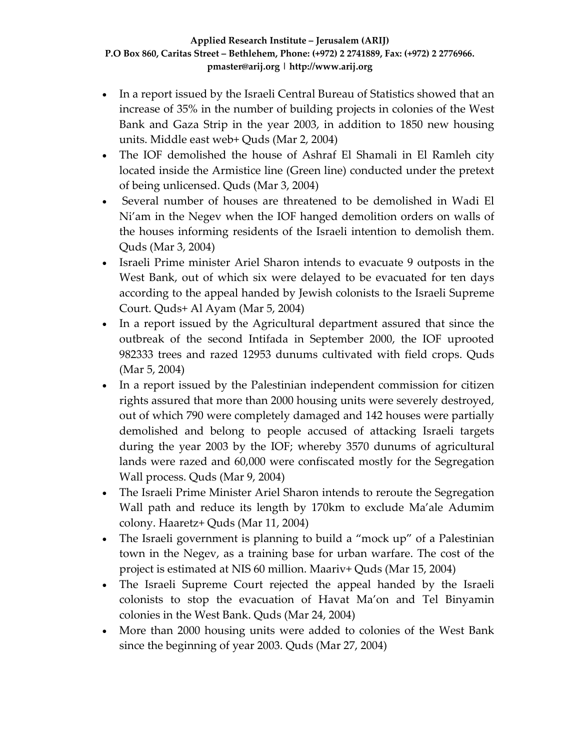- In a report issued by the Israeli Central Bureau of Statistics showed that an increase of 35% in the number of building projects in colonies of the West Bank and Gaza Strip in the year 2003, in addition to 1850 new housing units. Middle east web+ Quds (Mar 2, 2004)
- The IOF demolished the house of Ashraf El Shamali in El Ramleh city located inside the Armistice line (Green line) conducted under the pretext of being unlicensed. Quds (Mar 3, 2004)
- Several number of houses are threatened to be demolished in Wadi El Ni'am in the Negev when the IOF hanged demolition orders on walls of the houses informing residents of the Israeli intention to demolish them. Quds (Mar 3, 2004)
- Israeli Prime minister Ariel Sharon intends to evacuate 9 outposts in the West Bank, out of which six were delayed to be evacuated for ten days according to the appeal handed by Jewish colonists to the Israeli Supreme Court. Quds+ Al Ayam (Mar 5, 2004)
- In a report issued by the Agricultural department assured that since the outbreak of the second Intifada in September 2000, the IOF uprooted 982333 trees and razed 12953 dunums cultivated with field crops. Quds (Mar 5, 2004)
- In a report issued by the Palestinian independent commission for citizen rights assured that more than 2000 housing units were severely destroyed, out of which 790 were completely damaged and 142 houses were partially demolished and belong to people accused of attacking Israeli targets during the year 2003 by the IOF; whereby 3570 dunums of agricultural lands were razed and 60,000 were confiscated mostly for the Segregation Wall process. Quds (Mar 9, 2004)
- The Israeli Prime Minister Ariel Sharon intends to reroute the Segregation Wall path and reduce its length by 170km to exclude Ma'ale Adumim colony. Haaretz+ Quds (Mar 11, 2004)
- The Israeli government is planning to build a "mock up" of a Palestinian town in the Negev, as a training base for urban warfare. The cost of the project is estimated at NIS 60 million. Maariv+ Quds (Mar 15, 2004)
- The Israeli Supreme Court rejected the appeal handed by the Israeli colonists to stop the evacuation of Havat Ma'on and Tel Binyamin colonies in the West Bank. Quds (Mar 24, 2004)
- More than 2000 housing units were added to colonies of the West Bank since the beginning of year 2003. Quds (Mar 27, 2004)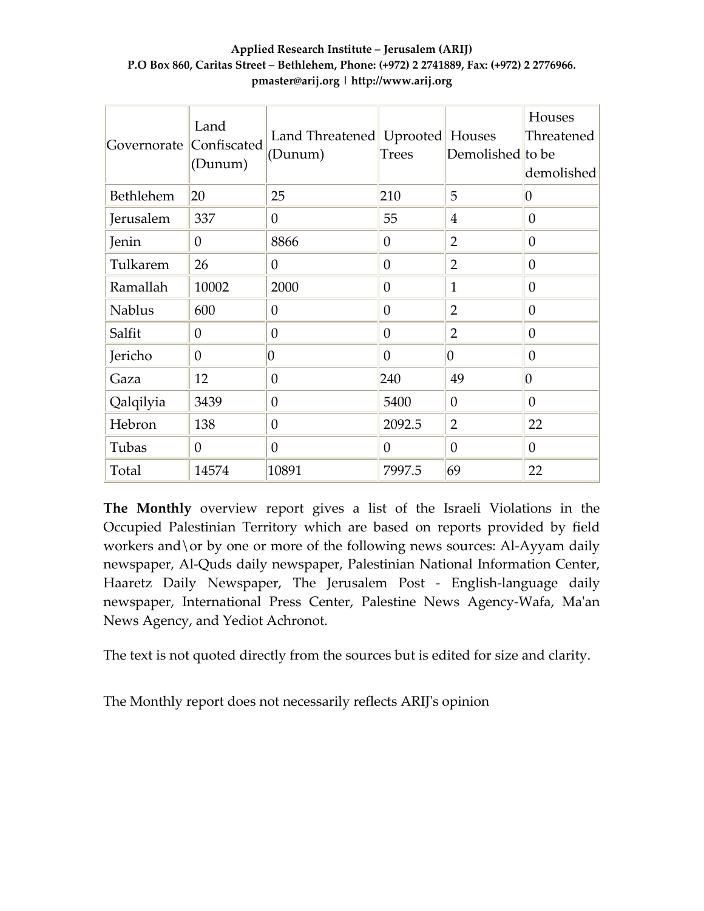| Governorate | Land Confiscated (Dunum) | Land Threatened (Dunum) | Uprooted Trees | Houses Demolished | Houses Threatened to be demolished |
|---|---|---|---|---|---|
| Bethlehem | 20 | 25 | 210 | 5 | 0 |
| Jerusalem | 337 | 0 | 55 | 4 | 0 |
| Jenin | 0 | 8866 | 0 | 2 | 0 |
| Tulkarem | 26 | 0 | 0 | 2 | 0 |
| Ramallah | 10002 | 2000 | 0 | 1 | 0 |
| Nablus | 600 | 0 | 0 | 2 | 0 |
| Salfit | 0 | 0 | 0 | 2 | 0 |
| Jericho | 0 | 0 | 0 | 0 | 0 |
| Gaza | 12 | 0 | 240 | 49 | 0 |
| Qalqilyia | 3439 | 0 | 5400 | 0 | 0 |
| Hebron | 138 | 0 | 2092.5 | 2 | 22 |
| Tubas | 0 | 0 | 0 | 0 | 0 |
| Total | 14574 | 10891 | 7997.5 | 69 | 22 |

**The Monthly** overview report gives a list of the Israeli Violations in the Occupied Palestinian Territory which are based on reports provided by field workers and\or by one or more of the following news sources: Al-Ayyam daily newspaper, Al-Quds daily newspaper, Palestinian National Information Center, Haaretz Daily Newspaper, The Jerusalem Post - English-language daily newspaper, International Press Center, Palestine News Agency-Wafa, Ma'an News Agency, and Yediot Achronot.

The text is not quoted directly from the sources but is edited for size and clarity.

The Monthly report does not necessarily reflects ARIJ's opinion